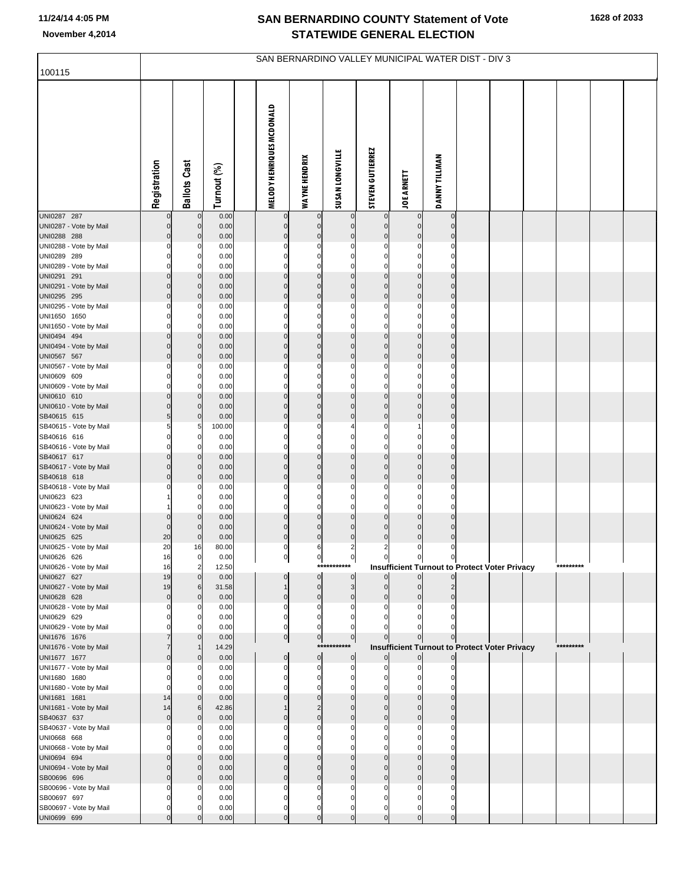# SAN BERNARDINO COUNTY Statement of Vote
## STATEWIDE GENERAL ELECTION

November 4,2014

100115

SAN BERNARDINO VALLEY MUNICIPAL WATER DIST - DIV 3

| | Registration | Ballots Cast | Turnout (%) | | MELODY HENRIQUES MCDONALD | WAYNE HENDRIX | SUSAN LONGVILLE | STEVEN GUTIERREZ | JOE ARNETT | DANNY TILLMAN |
|---|---|---|---|---|---|---|---|---|---|---|
| UNI0287 287 | 0 | 0 | 0.00 | | 0 | 0 | 0 | 0 | 0 | 0 |
| UNI0287 - Vote by Mail | 0 | 0 | 0.00 | | 0 | 0 | 0 | 0 | 0 | 0 |
| UNI0288 288 | 0 | 0 | 0.00 | | 0 | 0 | 0 | 0 | 0 | 0 |
| UNI0288 - Vote by Mail | 0 | 0 | 0.00 | | 0 | 0 | 0 | 0 | 0 | 0 |
| UNI0289 289 | 0 | 0 | 0.00 | | 0 | 0 | 0 | 0 | 0 | 0 |
| UNI0289 - Vote by Mail | 0 | 0 | 0.00 | | 0 | 0 | 0 | 0 | 0 | 0 |
| UNI0291 291 | 0 | 0 | 0.00 | | 0 | 0 | 0 | 0 | 0 | 0 |
| UNI0291 - Vote by Mail | 0 | 0 | 0.00 | | 0 | 0 | 0 | 0 | 0 | 0 |
| UNI0295 295 | 0 | 0 | 0.00 | | 0 | 0 | 0 | 0 | 0 | 0 |
| UNI0295 - Vote by Mail | 0 | 0 | 0.00 | | 0 | 0 | 0 | 0 | 0 | 0 |
| UNI1650 1650 | 0 | 0 | 0.00 | | 0 | 0 | 0 | 0 | 0 | 0 |
| UNI1650 - Vote by Mail | 0 | 0 | 0.00 | | 0 | 0 | 0 | 0 | 0 | 0 |
| UNI0494 494 | 0 | 0 | 0.00 | | 0 | 0 | 0 | 0 | 0 | 0 |
| UNI0494 - Vote by Mail | 0 | 0 | 0.00 | | 0 | 0 | 0 | 0 | 0 | 0 |
| UNI0567 567 | 0 | 0 | 0.00 | | 0 | 0 | 0 | 0 | 0 | 0 |
| UNI0567 - Vote by Mail | 0 | 0 | 0.00 | | 0 | 0 | 0 | 0 | 0 | 0 |
| UNI0609 609 | 0 | 0 | 0.00 | | 0 | 0 | 0 | 0 | 0 | 0 |
| UNI0609 - Vote by Mail | 0 | 0 | 0.00 | | 0 | 0 | 0 | 0 | 0 | 0 |
| UNI0610 610 | 0 | 0 | 0.00 | | 0 | 0 | 0 | 0 | 0 | 0 |
| UNI0610 - Vote by Mail | 0 | 0 | 0.00 | | 0 | 0 | 0 | 0 | 0 | 0 |
| SB40615 615 | 5 | 0 | 0.00 | | 0 | 0 | 0 | 0 | 0 | 0 |
| SB40615 - Vote by Mail | 5 | 5 | 100.00 | | 0 | 0 | 4 | 0 | 1 | 0 |
| SB40616 616 | 0 | 0 | 0.00 | | 0 | 0 | 0 | 0 | 0 | 0 |
| SB40616 - Vote by Mail | 0 | 0 | 0.00 | | 0 | 0 | 0 | 0 | 0 | 0 |
| SB40617 617 | 0 | 0 | 0.00 | | 0 | 0 | 0 | 0 | 0 | 0 |
| SB40617 - Vote by Mail | 0 | 0 | 0.00 | | 0 | 0 | 0 | 0 | 0 | 0 |
| SB40618 618 | 0 | 0 | 0.00 | | 0 | 0 | 0 | 0 | 0 | 0 |
| SB40618 - Vote by Mail | 0 | 0 | 0.00 | | 0 | 0 | 0 | 0 | 0 | 0 |
| UNI0623 623 | 1 | 0 | 0.00 | | 0 | 0 | 0 | 0 | 0 | 0 |
| UNI0623 - Vote by Mail | 1 | 0 | 0.00 | | 0 | 0 | 0 | 0 | 0 | 0 |
| UNI0624 624 | 0 | 0 | 0.00 | | 0 | 0 | 0 | 0 | 0 | 0 |
| UNI0624 - Vote by Mail | 0 | 0 | 0.00 | | 0 | 0 | 0 | 0 | 0 | 0 |
| UNI0625 625 | 20 | 0 | 0.00 | | 0 | 0 | 0 | 0 | 0 | 0 |
| UNI0625 - Vote by Mail | 20 | 16 | 80.00 | | 0 | 6 | 2 | 2 | 0 | 0 |
| UNI0626 626 | 16 | 0 | 0.00 | | 0 | 0 | 0 | 0 | 0 | 0 |
| UNI0626 - Vote by Mail | 16 | 2 | 12.50 | | | | *********** | Insufficient Turnout to Protect Voter Privacy | | ********* |
| UNI0627 627 | 19 | 0 | 0.00 | | 0 | 0 | 0 | 0 | 0 | 0 |
| UNI0627 - Vote by Mail | 19 | 6 | 31.58 | | 1 | 0 | 3 | 0 | 0 | 2 |
| UNI0628 628 | 0 | 0 | 0.00 | | 0 | 0 | 0 | 0 | 0 | 0 |
| UNI0628 - Vote by Mail | 0 | 0 | 0.00 | | 0 | 0 | 0 | 0 | 0 | 0 |
| UNI0629 629 | 0 | 0 | 0.00 | | 0 | 0 | 0 | 0 | 0 | 0 |
| UNI0629 - Vote by Mail | 0 | 0 | 0.00 | | 0 | 0 | 0 | 0 | 0 | 0 |
| UNI1676 1676 | 7 | 0 | 0.00 | | 0 | 0 | 0 | 0 | 0 | 0 |
| UNI1676 - Vote by Mail | 7 | 1 | 14.29 | | | | *********** | Insufficient Turnout to Protect Voter Privacy | | ********* |
| UNI1677 1677 | 0 | 0 | 0.00 | | 0 | 0 | 0 | 0 | 0 | 0 |
| UNI1677 - Vote by Mail | 0 | 0 | 0.00 | | 0 | 0 | 0 | 0 | 0 | 0 |
| UNI1680 1680 | 0 | 0 | 0.00 | | 0 | 0 | 0 | 0 | 0 | 0 |
| UNI1680 - Vote by Mail | 0 | 0 | 0.00 | | 0 | 0 | 0 | 0 | 0 | 0 |
| UNI1681 1681 | 14 | 0 | 0.00 | | 0 | 0 | 0 | 0 | 0 | 0 |
| UNI1681 - Vote by Mail | 14 | 6 | 42.86 | | 1 | 2 | 0 | 0 | 0 | 0 |
| SB40637 637 | 0 | 0 | 0.00 | | 0 | 0 | 0 | 0 | 0 | 0 |
| SB40637 - Vote by Mail | 0 | 0 | 0.00 | | 0 | 0 | 0 | 0 | 0 | 0 |
| UNI0668 668 | 0 | 0 | 0.00 | | 0 | 0 | 0 | 0 | 0 | 0 |
| UNI0668 - Vote by Mail | 0 | 0 | 0.00 | | 0 | 0 | 0 | 0 | 0 | 0 |
| UNI0694 694 | 0 | 0 | 0.00 | | 0 | 0 | 0 | 0 | 0 | 0 |
| UNI0694 - Vote by Mail | 0 | 0 | 0.00 | | 0 | 0 | 0 | 0 | 0 | 0 |
| SB00696 696 | 0 | 0 | 0.00 | | 0 | 0 | 0 | 0 | 0 | 0 |
| SB00696 - Vote by Mail | 0 | 0 | 0.00 | | 0 | 0 | 0 | 0 | 0 | 0 |
| SB00697 697 | 0 | 0 | 0.00 | | 0 | 0 | 0 | 0 | 0 | 0 |
| SB00697 - Vote by Mail | 0 | 0 | 0.00 | | 0 | 0 | 0 | 0 | 0 | 0 |
| UNI0699 699 | 0 | 0 | 0.00 | | 0 | 0 | 0 | 0 | 0 | 0 |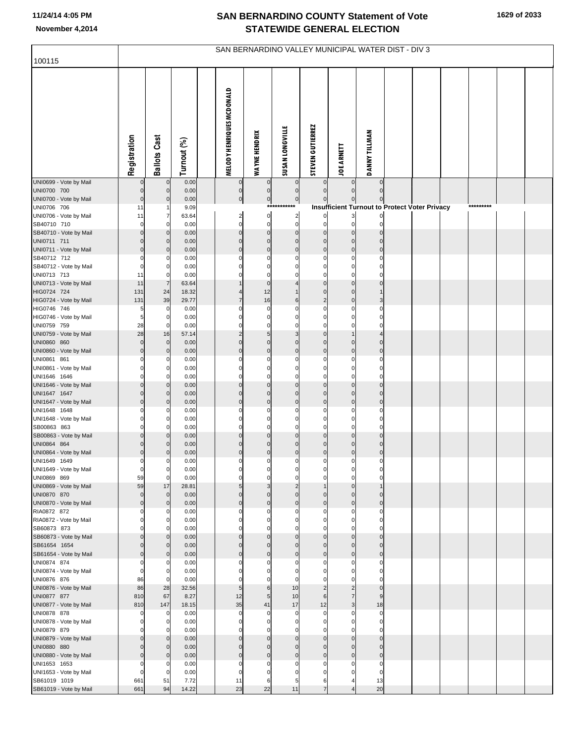# SAN BERNARDINO COUNTY Statement of Vote
## STATEWIDE GENERAL ELECTION

November 4,2014

### SAN BERNARDINO VALLEY MUNICIPAL WATER DIST - DIV 3

100115

| | Registration | Ballots Cast | Turnout (%) | | MELODY HENRIQUES MCDONALD | WAYNE HENDRIX | SUSAN LONGVILLE | STEVEN GUTIERREZ | JOE ARNETT | DANNY TILLMAN |
|---|---|---|---|---|---|---|---|---|---|---|
| UNI0699 - Vote by Mail | 0 | 0 | 0.00 | | 0 | 0 | 0 | 0 | 0 | 0 |
| UNI0700 700 | 0 | 0 | 0.00 | | 0 | 0 | 0 | 0 | 0 | 0 |
| UNI0700 - Vote by Mail | 0 | 0 | 0.00 | | 0 | 0 | 0 | 0 | 0 | 0 |
| UNI0706 706 | 11 | 1 | 9.09 | | | | *********** | Insufficient Turnout to Protect Voter Privacy | | ********* |
| UNI0706 - Vote by Mail | 11 | 7 | 63.64 | | 2 | 0 | 2 | 0 | 3 | 0 |
| SB40710 710 | 0 | 0 | 0.00 | | 0 | 0 | 0 | 0 | 0 | 0 |
| SB40710 - Vote by Mail | 0 | 0 | 0.00 | | 0 | 0 | 0 | 0 | 0 | 0 |
| UNI0711 711 | 0 | 0 | 0.00 | | 0 | 0 | 0 | 0 | 0 | 0 |
| UNI0711 - Vote by Mail | 0 | 0 | 0.00 | | 0 | 0 | 0 | 0 | 0 | 0 |
| SB40712 712 | 0 | 0 | 0.00 | | 0 | 0 | 0 | 0 | 0 | 0 |
| SB40712 - Vote by Mail | 0 | 0 | 0.00 | | 0 | 0 | 0 | 0 | 0 | 0 |
| UNI0713 713 | 11 | 0 | 0.00 | | 0 | 0 | 0 | 0 | 0 | 0 |
| UNI0713 - Vote by Mail | 11 | 7 | 63.64 | | 1 | 0 | 4 | 0 | 0 | 0 |
| HIG0724 724 | 131 | 24 | 18.32 | | 4 | 12 | 1 | 0 | 0 | 1 |
| HIG0724 - Vote by Mail | 131 | 39 | 29.77 | | 7 | 16 | 6 | 2 | 0 | 3 |
| HIG0746 746 | 5 | 0 | 0.00 | | 0 | 0 | 0 | 0 | 0 | 0 |
| HIG0746 - Vote by Mail | 5 | 0 | 0.00 | | 0 | 0 | 0 | 0 | 0 | 0 |
| UNI0759 759 | 28 | 0 | 0.00 | | 0 | 0 | 0 | 0 | 0 | 0 |
| UNI0759 - Vote by Mail | 28 | 16 | 57.14 | | 2 | 5 | 3 | 0 | 1 | 4 |
| UNI0860 860 | 0 | 0 | 0.00 | | 0 | 0 | 0 | 0 | 0 | 0 |
| UNI0860 - Vote by Mail | 0 | 0 | 0.00 | | 0 | 0 | 0 | 0 | 0 | 0 |
| UNI0861 861 | 0 | 0 | 0.00 | | 0 | 0 | 0 | 0 | 0 | 0 |
| UNI0861 - Vote by Mail | 0 | 0 | 0.00 | | 0 | 0 | 0 | 0 | 0 | 0 |
| UNI1646 1646 | 0 | 0 | 0.00 | | 0 | 0 | 0 | 0 | 0 | 0 |
| UNI1646 - Vote by Mail | 0 | 0 | 0.00 | | 0 | 0 | 0 | 0 | 0 | 0 |
| UNI1647 1647 | 0 | 0 | 0.00 | | 0 | 0 | 0 | 0 | 0 | 0 |
| UNI1647 - Vote by Mail | 0 | 0 | 0.00 | | 0 | 0 | 0 | 0 | 0 | 0 |
| UNI1648 1648 | 0 | 0 | 0.00 | | 0 | 0 | 0 | 0 | 0 | 0 |
| UNI1648 - Vote by Mail | 0 | 0 | 0.00 | | 0 | 0 | 0 | 0 | 0 | 0 |
| SB00863 863 | 0 | 0 | 0.00 | | 0 | 0 | 0 | 0 | 0 | 0 |
| SB00863 - Vote by Mail | 0 | 0 | 0.00 | | 0 | 0 | 0 | 0 | 0 | 0 |
| UNI0864 864 | 0 | 0 | 0.00 | | 0 | 0 | 0 | 0 | 0 | 0 |
| UNI0864 - Vote by Mail | 0 | 0 | 0.00 | | 0 | 0 | 0 | 0 | 0 | 0 |
| UNI1649 1649 | 0 | 0 | 0.00 | | 0 | 0 | 0 | 0 | 0 | 0 |
| UNI1649 - Vote by Mail | 0 | 0 | 0.00 | | 0 | 0 | 0 | 0 | 0 | 0 |
| UNI0869 869 | 59 | 0 | 0.00 | | 0 | 0 | 0 | 0 | 0 | 0 |
| UNI0869 - Vote by Mail | 59 | 17 | 28.81 | | 5 | 3 | 2 | 1 | 0 | 1 |
| UNI0870 870 | 0 | 0 | 0.00 | | 0 | 0 | 0 | 0 | 0 | 0 |
| UNI0870 - Vote by Mail | 0 | 0 | 0.00 | | 0 | 0 | 0 | 0 | 0 | 0 |
| RIA0872 872 | 0 | 0 | 0.00 | | 0 | 0 | 0 | 0 | 0 | 0 |
| RIA0872 - Vote by Mail | 0 | 0 | 0.00 | | 0 | 0 | 0 | 0 | 0 | 0 |
| SB60873 873 | 0 | 0 | 0.00 | | 0 | 0 | 0 | 0 | 0 | 0 |
| SB60873 - Vote by Mail | 0 | 0 | 0.00 | | 0 | 0 | 0 | 0 | 0 | 0 |
| SB61654 1654 | 0 | 0 | 0.00 | | 0 | 0 | 0 | 0 | 0 | 0 |
| SB61654 - Vote by Mail | 0 | 0 | 0.00 | | 0 | 0 | 0 | 0 | 0 | 0 |
| UNI0874 874 | 0 | 0 | 0.00 | | 0 | 0 | 0 | 0 | 0 | 0 |
| UNI0874 - Vote by Mail | 0 | 0 | 0.00 | | 0 | 0 | 0 | 0 | 0 | 0 |
| UNI0876 876 | 86 | 0 | 0.00 | | 0 | 0 | 0 | 0 | 0 | 0 |
| UNI0876 - Vote by Mail | 86 | 28 | 32.56 | | 5 | 6 | 10 | 2 | 2 | 0 |
| UNI0877 877 | 810 | 67 | 8.27 | | 12 | 5 | 10 | 6 | 7 | 9 |
| UNI0877 - Vote by Mail | 810 | 147 | 18.15 | | 35 | 41 | 17 | 12 | 3 | 18 |
| UNI0878 878 | 0 | 0 | 0.00 | | 0 | 0 | 0 | 0 | 0 | 0 |
| UNI0878 - Vote by Mail | 0 | 0 | 0.00 | | 0 | 0 | 0 | 0 | 0 | 0 |
| UNI0879 879 | 0 | 0 | 0.00 | | 0 | 0 | 0 | 0 | 0 | 0 |
| UNI0879 - Vote by Mail | 0 | 0 | 0.00 | | 0 | 0 | 0 | 0 | 0 | 0 |
| UNI0880 880 | 0 | 0 | 0.00 | | 0 | 0 | 0 | 0 | 0 | 0 |
| UNI0880 - Vote by Mail | 0 | 0 | 0.00 | | 0 | 0 | 0 | 0 | 0 | 0 |
| UNI1653 1653 | 0 | 0 | 0.00 | | 0 | 0 | 0 | 0 | 0 | 0 |
| UNI1653 - Vote by Mail | 0 | 0 | 0.00 | | 0 | 0 | 0 | 0 | 0 | 0 |
| SB61019 1019 | 661 | 51 | 7.72 | | 11 | 6 | 5 | 6 | 4 | 13 |
| SB61019 - Vote by Mail | 661 | 94 | 14.22 | | 23 | 22 | 11 | 7 | 4 | 20 |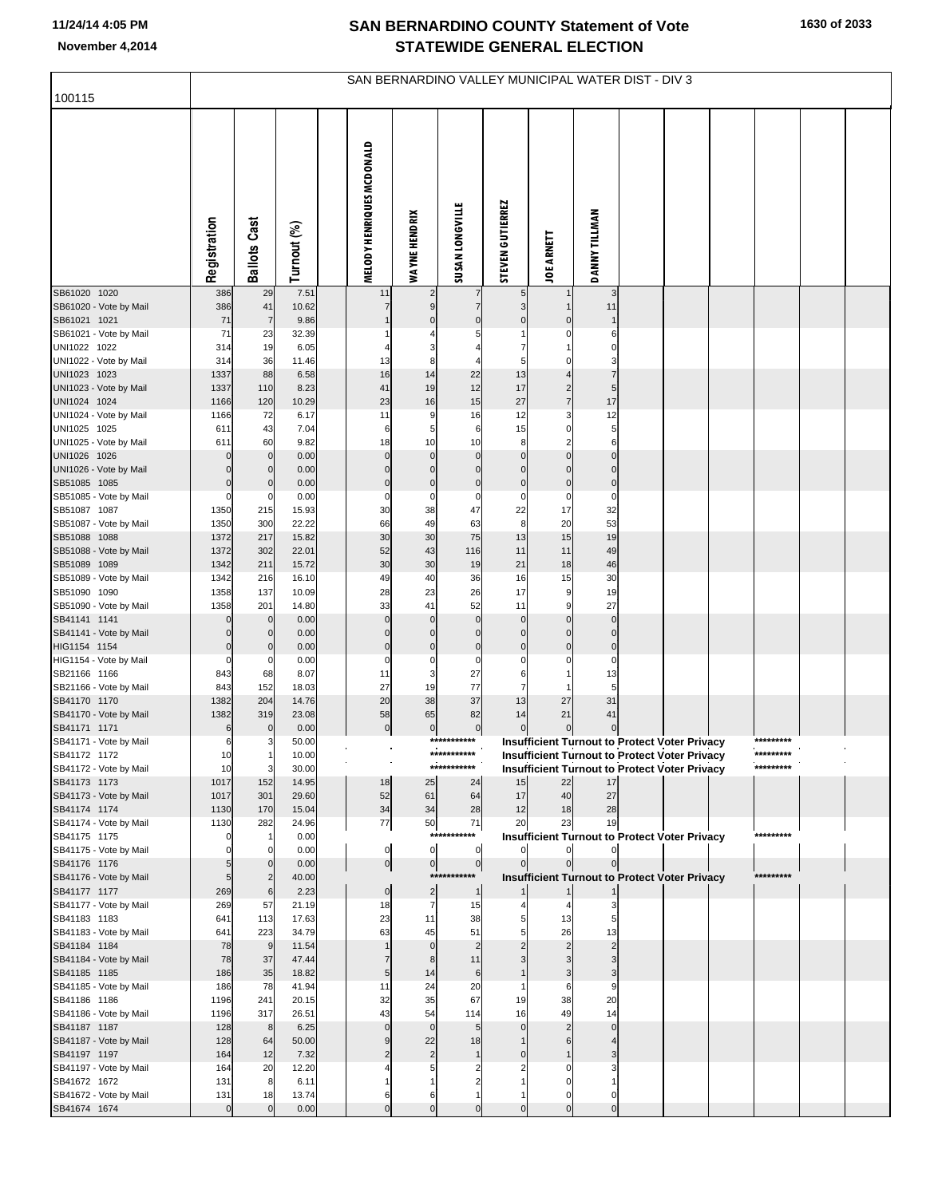# SAN BERNARDINO COUNTY Statement of Vote
# STATEWIDE GENERAL ELECTION

November 4,2014

## SAN BERNARDINO VALLEY MUNICIPAL WATER DIST - DIV 3

100115

| | Registration | Ballots Cast | Turnout (%) | | MELODY HENRIQUES MCDONALD | WAYNE HENDRIX | SUSAN LONGVILLE | STEVEN GUTIERREZ | JOE ARNETT | DANNY TILLMAN |
|---|---|---|---|---|---|---|---|---|---|---|
| SB61020 1020 | 386 | 29 | 7.51 | | 11 | 2 | 7 | 5 | 1 | 3 |
| SB61020 - Vote by Mail | 386 | 41 | 10.62 | | 7 | 9 | 7 | 3 | 1 | 11 |
| SB61021 1021 | 71 | 7 | 9.86 | | 1 | 0 | 0 | 0 | 0 | 1 |
| SB61021 - Vote by Mail | 71 | 23 | 32.39 | | 1 | 4 | 5 | 1 | 0 | 6 |
| UNI1022 1022 | 314 | 19 | 6.05 | | 4 | 3 | 4 | 7 | 1 | 0 |
| UNI1022 - Vote by Mail | 314 | 36 | 11.46 | | 13 | 8 | 4 | 5 | 0 | 3 |
| UNI1023 1023 | 1337 | 88 | 6.58 | | 16 | 14 | 22 | 13 | 4 | 7 |
| UNI1023 - Vote by Mail | 1337 | 110 | 8.23 | | 41 | 19 | 12 | 17 | 2 | 5 |
| UNI1024 1024 | 1166 | 120 | 10.29 | | 23 | 16 | 15 | 27 | 7 | 17 |
| UNI1024 - Vote by Mail | 1166 | 72 | 6.17 | | 11 | 9 | 16 | 12 | 3 | 12 |
| UNI1025 1025 | 611 | 43 | 7.04 | | 6 | 5 | 6 | 15 | 0 | 5 |
| UNI1025 - Vote by Mail | 611 | 60 | 9.82 | | 18 | 10 | 10 | 8 | 2 | 6 |
| UNI1026 1026 | 0 | 0 | 0.00 | | 0 | 0 | 0 | 0 | 0 | 0 |
| UNI1026 - Vote by Mail | 0 | 0 | 0.00 | | 0 | 0 | 0 | 0 | 0 | 0 |
| SB51085 1085 | 0 | 0 | 0.00 | | 0 | 0 | 0 | 0 | 0 | 0 |
| SB51085 - Vote by Mail | 0 | 0 | 0.00 | | 0 | 0 | 0 | 0 | 0 | 0 |
| SB51087 1087 | 1350 | 215 | 15.93 | | 30 | 38 | 47 | 22 | 17 | 32 |
| SB51087 - Vote by Mail | 1350 | 300 | 22.22 | | 66 | 49 | 63 | 8 | 20 | 53 |
| SB51088 1088 | 1372 | 217 | 15.82 | | 30 | 30 | 75 | 13 | 15 | 19 |
| SB51088 - Vote by Mail | 1372 | 302 | 22.01 | | 52 | 43 | 116 | 11 | 11 | 49 |
| SB51089 1089 | 1342 | 211 | 15.72 | | 30 | 30 | 19 | 21 | 18 | 46 |
| SB51089 - Vote by Mail | 1342 | 216 | 16.10 | | 49 | 40 | 36 | 16 | 15 | 30 |
| SB51090 1090 | 1358 | 137 | 10.09 | | 28 | 23 | 26 | 17 | 9 | 19 |
| SB51090 - Vote by Mail | 1358 | 201 | 14.80 | | 33 | 41 | 52 | 11 | 9 | 27 |
| SB41141 1141 | 0 | 0 | 0.00 | | 0 | 0 | 0 | 0 | 0 | 0 |
| SB41141 - Vote by Mail | 0 | 0 | 0.00 | | 0 | 0 | 0 | 0 | 0 | 0 |
| HIG1154 1154 | 0 | 0 | 0.00 | | 0 | 0 | 0 | 0 | 0 | 0 |
| HIG1154 - Vote by Mail | 0 | 0 | 0.00 | | 0 | 0 | 0 | 0 | 0 | 0 |
| SB21166 1166 | 843 | 68 | 8.07 | | 11 | 3 | 27 | 6 | 1 | 13 |
| SB21166 - Vote by Mail | 843 | 152 | 18.03 | | 27 | 19 | 77 | 7 | 1 | 5 |
| SB41170 1170 | 1382 | 204 | 14.76 | | 20 | 38 | 37 | 13 | 27 | 31 |
| SB41170 - Vote by Mail | 1382 | 319 | 23.08 | | 58 | 65 | 82 | 14 | 21 | 41 |
| SB41171 1171 | 6 | 0 | 0.00 | | 0 | 0 | 0 | 0 | 0 | 0 |
| SB41171 - Vote by Mail | 6 | 3 | 50.00 | | | | *********** | Insufficient Turnout to Protect Voter Privacy | | ********* |
| SB41172 1172 | 10 | 1 | 10.00 | | | | *********** | Insufficient Turnout to Protect Voter Privacy | | ********* |
| SB41172 - Vote by Mail | 10 | 3 | 30.00 | | | | *********** | Insufficient Turnout to Protect Voter Privacy | | ********* |
| SB41173 1173 | 1017 | 152 | 14.95 | | 18 | 25 | 24 | 15 | 22 | 17 |
| SB41173 - Vote by Mail | 1017 | 301 | 29.60 | | 52 | 61 | 64 | 17 | 40 | 27 |
| SB41174 1174 | 1130 | 170 | 15.04 | | 34 | 34 | 28 | 12 | 18 | 28 |
| SB41174 - Vote by Mail | 1130 | 282 | 24.96 | | 77 | 50 | 71 | 20 | 23 | 19 |
| SB41175 1175 | 0 | 1 | 0.00 | | | | *********** | Insufficient Turnout to Protect Voter Privacy | | ********* |
| SB41175 - Vote by Mail | 0 | 0 | 0.00 | | 0 | 0 | 0 | 0 | 0 | 0 |
| SB41176 1176 | 5 | 0 | 0.00 | | 0 | 0 | 0 | 0 | 0 | 0 |
| SB41176 - Vote by Mail | 5 | 2 | 40.00 | | | | *********** | Insufficient Turnout to Protect Voter Privacy | | ********* |
| SB41177 1177 | 269 | 6 | 2.23 | | 0 | 2 | 1 | 1 | 1 | 1 |
| SB41177 - Vote by Mail | 269 | 57 | 21.19 | | 18 | 7 | 15 | 4 | 4 | 3 |
| SB41183 1183 | 641 | 113 | 17.63 | | 23 | 11 | 38 | 5 | 13 | 5 |
| SB41183 - Vote by Mail | 641 | 223 | 34.79 | | 63 | 45 | 51 | 5 | 26 | 13 |
| SB41184 1184 | 78 | 9 | 11.54 | | 1 | 0 | 2 | 2 | 2 | 2 |
| SB41184 - Vote by Mail | 78 | 37 | 47.44 | | 7 | 8 | 11 | 3 | 3 | 3 |
| SB41185 1185 | 186 | 35 | 18.82 | | 5 | 14 | 6 | 1 | 3 | 3 |
| SB41185 - Vote by Mail | 186 | 78 | 41.94 | | 11 | 24 | 20 | 1 | 6 | 9 |
| SB41186 1186 | 1196 | 241 | 20.15 | | 32 | 35 | 67 | 19 | 38 | 20 |
| SB41186 - Vote by Mail | 1196 | 317 | 26.51 | | 43 | 54 | 114 | 16 | 49 | 14 |
| SB41187 1187 | 128 | 8 | 6.25 | | 0 | 0 | 5 | 0 | 2 | 0 |
| SB41187 - Vote by Mail | 128 | 64 | 50.00 | | 9 | 22 | 18 | 1 | 6 | 4 |
| SB41197 1197 | 164 | 12 | 7.32 | | 2 | 2 | 1 | 0 | 1 | 3 |
| SB41197 - Vote by Mail | 164 | 20 | 12.20 | | 4 | 5 | 2 | 2 | 0 | 3 |
| SB41672 1672 | 131 | 8 | 6.11 | | 1 | 1 | 2 | 1 | 0 | 1 |
| SB41672 - Vote by Mail | 131 | 18 | 13.74 | | 6 | 6 | 1 | 1 | 0 | 0 |
| SB41674 1674 | 0 | 0 | 0.00 | | 0 | 0 | 0 | 0 | 0 | 0 |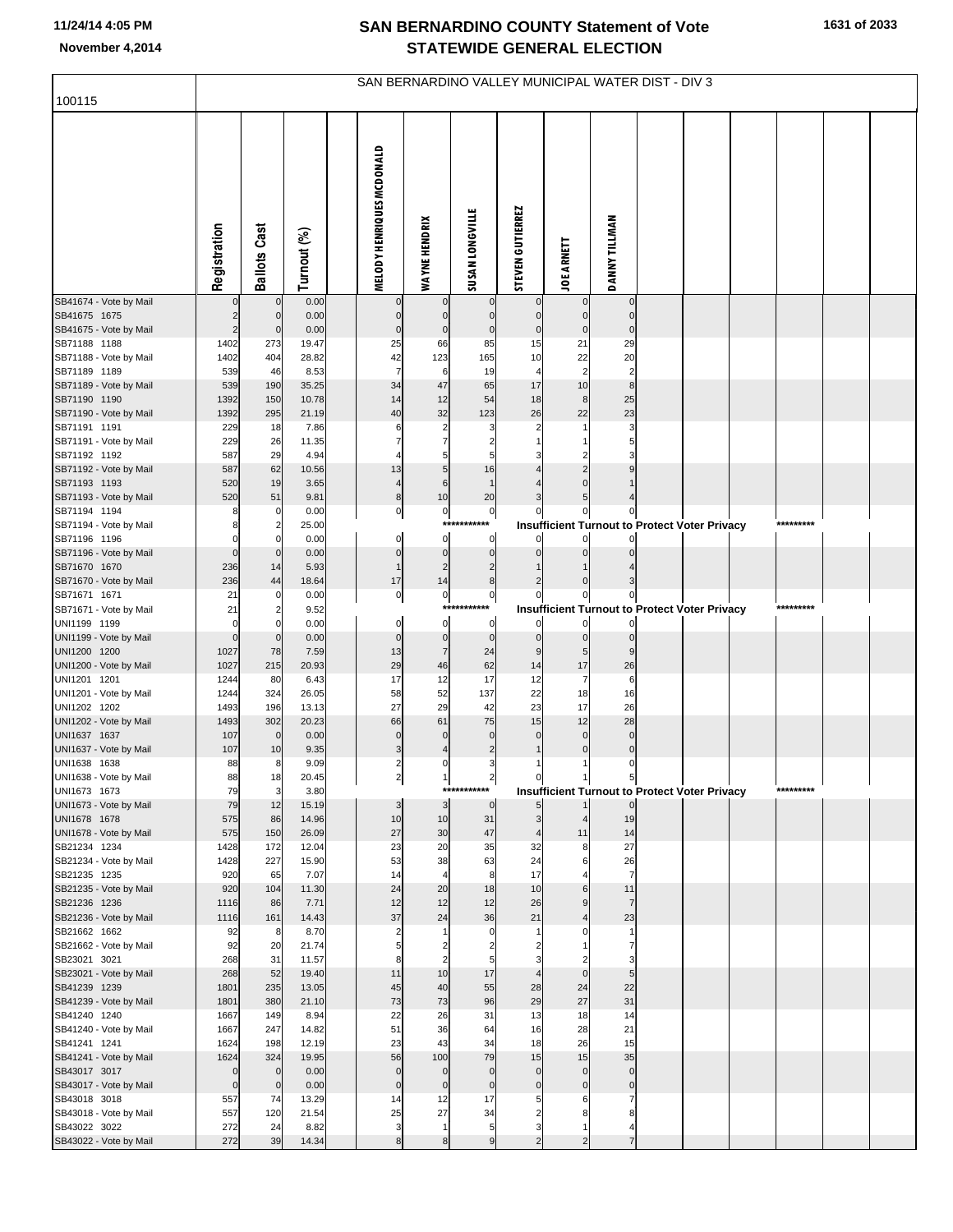# SAN BERNARDINO COUNTY Statement of Vote
# STATEWIDE GENERAL ELECTION

November 4,2014

100115

SAN BERNARDINO VALLEY MUNICIPAL WATER DIST - DIV 3

| | Registration | Ballots Cast | Turnout (%) | MELODY HENRIQUES MCDONALD | WAYNE HENDRIX | SUSAN LONGVILLE | STEVEN GUTIERREZ | JOE ARNETT | DANNY TILLMAN |
|---|---|---|---|---|---|---|---|---|---|
| SB41674 - Vote by Mail | 0 | 0 | 0.00 | 0 | 0 | 0 | 0 | 0 | 0 |
| SB41675 1675 | 2 | 0 | 0.00 | 0 | 0 | 0 | 0 | 0 | 0 |
| SB41675 - Vote by Mail | 2 | 0 | 0.00 | 0 | 0 | 0 | 0 | 0 | 0 |
| SB71188 1188 | 1402 | 273 | 19.47 | 25 | 66 | 85 | 15 | 21 | 29 |
| SB71188 - Vote by Mail | 1402 | 404 | 28.82 | 42 | 123 | 165 | 10 | 22 | 20 |
| SB71189 1189 | 539 | 46 | 8.53 | 7 | 6 | 19 | 4 | 2 | 2 |
| SB71189 - Vote by Mail | 539 | 190 | 35.25 | 34 | 47 | 65 | 17 | 10 | 8 |
| SB71190 1190 | 1392 | 150 | 10.78 | 14 | 12 | 54 | 18 | 8 | 25 |
| SB71190 - Vote by Mail | 1392 | 295 | 21.19 | 40 | 32 | 123 | 26 | 22 | 23 |
| SB71191 1191 | 229 | 18 | 7.86 | 6 | 2 | 3 | 2 | 1 | 3 |
| SB71191 - Vote by Mail | 229 | 26 | 11.35 | 7 | 7 | 2 | 1 | 1 | 5 |
| SB71192 1192 | 587 | 29 | 4.94 | 4 | 5 | 5 | 3 | 2 | 3 |
| SB71192 - Vote by Mail | 587 | 62 | 10.56 | 13 | 5 | 16 | 4 | 2 | 9 |
| SB71193 1193 | 520 | 19 | 3.65 | 4 | 6 | 1 | 4 | 0 | 1 |
| SB71193 - Vote by Mail | 520 | 51 | 9.81 | 8 | 10 | 20 | 3 | 5 | 4 |
| SB71194 1194 | 8 | 0 | 0.00 | 0 | 0 | 0 | 0 | 0 | 0 |
| SB71194 - Vote by Mail | 8 | 2 | 25.00 | *********** Insufficient Turnout to Protect Voter Privacy ********* | | | | | |
| SB71196 1196 | 0 | 0 | 0.00 | 0 | 0 | 0 | 0 | 0 | 0 |
| SB71196 - Vote by Mail | 0 | 0 | 0.00 | 0 | 0 | 0 | 0 | 0 | 0 |
| SB71670 1670 | 236 | 14 | 5.93 | 1 | 2 | 2 | 1 | 1 | 4 |
| SB71670 - Vote by Mail | 236 | 44 | 18.64 | 17 | 14 | 8 | 2 | 0 | 3 |
| SB71671 1671 | 21 | 0 | 0.00 | 0 | 0 | 0 | 0 | 0 | 0 |
| SB71671 - Vote by Mail | 21 | 2 | 9.52 | *********** Insufficient Turnout to Protect Voter Privacy ********* | | | | | |
| UNI1199 1199 | 0 | 0 | 0.00 | 0 | 0 | 0 | 0 | 0 | 0 |
| UNI1199 - Vote by Mail | 0 | 0 | 0.00 | 0 | 0 | 0 | 0 | 0 | 0 |
| UNI1200 1200 | 1027 | 78 | 7.59 | 13 | 7 | 24 | 9 | 5 | 9 |
| UNI1200 - Vote by Mail | 1027 | 215 | 20.93 | 29 | 46 | 62 | 14 | 17 | 26 |
| UNI1201 1201 | 1244 | 80 | 6.43 | 17 | 12 | 17 | 12 | 7 | 6 |
| UNI1201 - Vote by Mail | 1244 | 324 | 26.05 | 58 | 52 | 137 | 22 | 18 | 16 |
| UNI1202 1202 | 1493 | 196 | 13.13 | 27 | 29 | 42 | 23 | 17 | 26 |
| UNI1202 - Vote by Mail | 1493 | 302 | 20.23 | 66 | 61 | 75 | 15 | 12 | 28 |
| UNI1637 1637 | 107 | 0 | 0.00 | 0 | 0 | 0 | 0 | 0 | 0 |
| UNI1637 - Vote by Mail | 107 | 10 | 9.35 | 3 | 4 | 2 | 1 | 0 | 0 |
| UNI1638 1638 | 88 | 8 | 9.09 | 2 | 0 | 3 | 1 | 1 | 0 |
| UNI1638 - Vote by Mail | 88 | 18 | 20.45 | 2 | 1 | 2 | 0 | 1 | 5 |
| UNI1673 1673 | 79 | 3 | 3.80 | *********** Insufficient Turnout to Protect Voter Privacy ********* | | | | | |
| UNI1673 - Vote by Mail | 79 | 12 | 15.19 | 3 | 3 | 0 | 5 | 1 | 0 |
| UNI1678 1678 | 575 | 86 | 14.96 | 10 | 10 | 31 | 3 | 4 | 19 |
| UNI1678 - Vote by Mail | 575 | 150 | 26.09 | 27 | 30 | 47 | 4 | 11 | 14 |
| SB21234 1234 | 1428 | 172 | 12.04 | 23 | 20 | 35 | 32 | 8 | 27 |
| SB21234 - Vote by Mail | 1428 | 227 | 15.90 | 53 | 38 | 63 | 24 | 6 | 26 |
| SB21235 1235 | 920 | 65 | 7.07 | 14 | 4 | 8 | 17 | 4 | 7 |
| SB21235 - Vote by Mail | 920 | 104 | 11.30 | 24 | 20 | 18 | 10 | 6 | 11 |
| SB21236 1236 | 1116 | 86 | 7.71 | 12 | 12 | 12 | 26 | 9 | 7 |
| SB21236 - Vote by Mail | 1116 | 161 | 14.43 | 37 | 24 | 36 | 21 | 4 | 23 |
| SB21662 1662 | 92 | 8 | 8.70 | 2 | 1 | 0 | 1 | 0 | 1 |
| SB21662 - Vote by Mail | 92 | 20 | 21.74 | 5 | 2 | 2 | 2 | 1 | 7 |
| SB23021 3021 | 268 | 31 | 11.57 | 8 | 2 | 5 | 3 | 2 | 3 |
| SB23021 - Vote by Mail | 268 | 52 | 19.40 | 11 | 10 | 17 | 4 | 0 | 5 |
| SB41239 1239 | 1801 | 235 | 13.05 | 45 | 40 | 55 | 28 | 24 | 22 |
| SB41239 - Vote by Mail | 1801 | 380 | 21.10 | 73 | 73 | 96 | 29 | 27 | 31 |
| SB41240 1240 | 1667 | 149 | 8.94 | 22 | 26 | 31 | 13 | 18 | 14 |
| SB41240 - Vote by Mail | 1667 | 247 | 14.82 | 51 | 36 | 64 | 16 | 28 | 21 |
| SB41241 1241 | 1624 | 198 | 12.19 | 23 | 43 | 34 | 18 | 26 | 15 |
| SB41241 - Vote by Mail | 1624 | 324 | 19.95 | 56 | 100 | 79 | 15 | 15 | 35 |
| SB43017 3017 | 0 | 0 | 0.00 | 0 | 0 | 0 | 0 | 0 | 0 |
| SB43017 - Vote by Mail | 0 | 0 | 0.00 | 0 | 0 | 0 | 0 | 0 | 0 |
| SB43018 3018 | 557 | 74 | 13.29 | 14 | 12 | 17 | 5 | 6 | 7 |
| SB43018 - Vote by Mail | 557 | 120 | 21.54 | 25 | 27 | 34 | 2 | 8 | 8 |
| SB43022 3022 | 272 | 24 | 8.82 | 3 | 1 | 5 | 3 | 1 | 4 |
| SB43022 - Vote by Mail | 272 | 39 | 14.34 | 8 | 8 | 9 | 2 | 2 | 7 |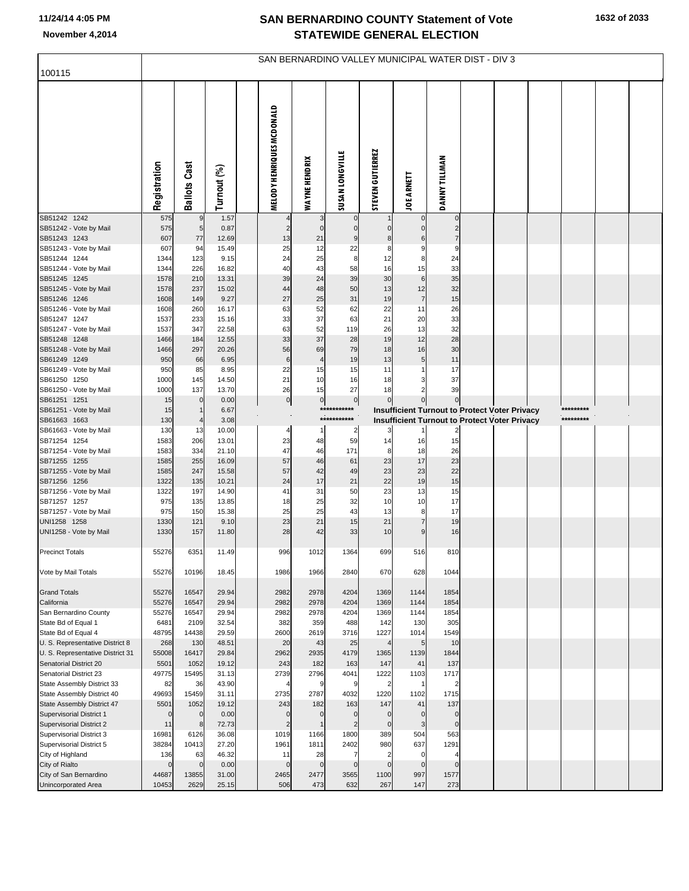# SAN BERNARDINO COUNTY Statement of Vote
## STATEWIDE GENERAL ELECTION

11/24/14 4:05 PM
November 4,2014

100115

SAN BERNARDINO VALLEY MUNICIPAL WATER DIST - DIV 3

| | Registration | Ballots Cast | Turnout (%) | | MELODY HENRIQUES MCDONALD | WAYNE HENDRIX | SUSAN LONGVILLE | STEVEN GUTIERREZ | JOE ARNETT | DANNY TILLMAN |
|---|---|---|---|---|---|---|---|---|---|---|
| SB51242 1242 | 575 | 9 | 1.57 | | 4 | 3 | 0 | 1 | 0 | 0 |
| SB51242 - Vote by Mail | 575 | 5 | 0.87 | | 2 | 0 | 0 | 0 | 0 | 2 |
| SB51243 1243 | 607 | 77 | 12.69 | | 13 | 21 | 9 | 8 | 6 | 7 |
| SB51243 - Vote by Mail | 607 | 94 | 15.49 | | 25 | 12 | 22 | 8 | 9 | 9 |
| SB51244 1244 | 1344 | 123 | 9.15 | | 24 | 25 | 8 | 12 | 8 | 24 |
| SB51244 - Vote by Mail | 1344 | 226 | 16.82 | | 40 | 43 | 58 | 16 | 15 | 33 |
| SB51245 1245 | 1578 | 210 | 13.31 | | 39 | 24 | 39 | 30 | 6 | 35 |
| SB51245 - Vote by Mail | 1578 | 237 | 15.02 | | 44 | 48 | 50 | 13 | 12 | 32 |
| SB51246 1246 | 1608 | 149 | 9.27 | | 27 | 25 | 31 | 19 | 7 | 15 |
| SB51246 - Vote by Mail | 1608 | 260 | 16.17 | | 63 | 52 | 62 | 22 | 11 | 26 |
| SB51247 1247 | 1537 | 233 | 15.16 | | 33 | 37 | 63 | 21 | 20 | 33 |
| SB51247 - Vote by Mail | 1537 | 347 | 22.58 | | 63 | 52 | 119 | 26 | 13 | 32 |
| SB51248 1248 | 1466 | 184 | 12.55 | | 33 | 37 | 28 | 19 | 12 | 28 |
| SB51248 - Vote by Mail | 1466 | 297 | 20.26 | | 56 | 69 | 79 | 18 | 16 | 30 |
| SB61249 1249 | 950 | 66 | 6.95 | | 6 | 4 | 19 | 13 | 5 | 11 |
| SB61249 - Vote by Mail | 950 | 85 | 8.95 | | 22 | 15 | 15 | 11 | 1 | 17 |
| SB61250 1250 | 1000 | 145 | 14.50 | | 21 | 10 | 16 | 18 | 3 | 37 |
| SB61250 - Vote by Mail | 1000 | 137 | 13.70 | | 26 | 15 | 27 | 18 | 2 | 39 |
| SB61251 1251 | 15 | 0 | 0.00 | | 0 | 0 | 0 | 0 | 0 | 0 |
| SB61251 - Vote by Mail | 15 | 1 | 6.67 | | | | *********** Insufficient Turnout to Protect Voter Privacy ********* | | | |
| SB61663 1663 | 130 | 4 | 3.08 | | | | *********** Insufficient Turnout to Protect Voter Privacy ********* | | | |
| SB61663 - Vote by Mail | 130 | 13 | 10.00 | | 4 | 1 | 2 | 3 | 1 | 2 |
| SB71254 1254 | 1583 | 206 | 13.01 | | 23 | 48 | 59 | 14 | 16 | 15 |
| SB71254 - Vote by Mail | 1583 | 334 | 21.10 | | 47 | 46 | 171 | 8 | 18 | 26 |
| SB71255 1255 | 1585 | 255 | 16.09 | | 57 | 46 | 61 | 23 | 17 | 23 |
| SB71255 - Vote by Mail | 1585 | 247 | 15.58 | | 57 | 42 | 49 | 23 | 23 | 22 |
| SB71256 1256 | 1322 | 135 | 10.21 | | 24 | 17 | 21 | 22 | 19 | 15 |
| SB71256 - Vote by Mail | 1322 | 197 | 14.90 | | 41 | 31 | 50 | 23 | 13 | 15 |
| SB71257 1257 | 975 | 135 | 13.85 | | 18 | 25 | 32 | 10 | 10 | 17 |
| SB71257 - Vote by Mail | 975 | 150 | 15.38 | | 25 | 25 | 43 | 13 | 8 | 17 |
| UNI1258 1258 | 1330 | 121 | 9.10 | | 23 | 21 | 15 | 21 | 7 | 19 |
| UNI1258 - Vote by Mail | 1330 | 157 | 11.80 | | 28 | 42 | 33 | 10 | 9 | 16 |
| Precinct Totals | 55276 | 6351 | 11.49 | | 996 | 1012 | 1364 | 699 | 516 | 810 |
| Vote by Mail Totals | 55276 | 10196 | 18.45 | | 1986 | 1966 | 2840 | 670 | 628 | 1044 |
| Grand Totals | 55276 | 16547 | 29.94 | | 2982 | 2978 | 4204 | 1369 | 1144 | 1854 |
| California | 55276 | 16547 | 29.94 | | 2982 | 2978 | 4204 | 1369 | 1144 | 1854 |
| San Bernardino County | 55276 | 16547 | 29.94 | | 2982 | 2978 | 4204 | 1369 | 1144 | 1854 |
| State Bd of Equal 1 | 6481 | 2109 | 32.54 | | 382 | 359 | 488 | 142 | 130 | 305 |
| State Bd of Equal 4 | 48795 | 14438 | 29.59 | | 2600 | 2619 | 3716 | 1227 | 1014 | 1549 |
| U. S. Representative District 8 | 268 | 130 | 48.51 | | 20 | 43 | 25 | 4 | 5 | 10 |
| U. S. Representative District 31 | 55008 | 16417 | 29.84 | | 2962 | 2935 | 4179 | 1365 | 1139 | 1844 |
| Senatorial District 20 | 5501 | 1052 | 19.12 | | 243 | 182 | 163 | 147 | 41 | 137 |
| Senatorial District 23 | 49775 | 15495 | 31.13 | | 2739 | 2796 | 4041 | 1222 | 1103 | 1717 |
| State Assembly District 33 | 82 | 36 | 43.90 | | 4 | 9 | 9 | 2 | 1 | 2 |
| State Assembly District 40 | 49693 | 15459 | 31.11 | | 2735 | 2787 | 4032 | 1220 | 1102 | 1715 |
| State Assembly District 47 | 5501 | 1052 | 19.12 | | 243 | 182 | 163 | 147 | 41 | 137 |
| Supervisorial District 1 | 0 | 0 | 0.00 | | 0 | 0 | 0 | 0 | 0 | 0 |
| Supervisorial District 2 | 11 | 8 | 72.73 | | 2 | 1 | 2 | 0 | 3 | 0 |
| Supervisorial District 3 | 16981 | 6126 | 36.08 | | 1019 | 1166 | 1800 | 389 | 504 | 563 |
| Supervisorial District 5 | 38284 | 10413 | 27.20 | | 1961 | 1811 | 2402 | 980 | 637 | 1291 |
| City of Highland | 136 | 63 | 46.32 | | 11 | 28 | 7 | 2 | 0 | 4 |
| City of Rialto | 0 | 0 | 0.00 | | 0 | 0 | 0 | 0 | 0 | 0 |
| City of San Bernardino | 44687 | 13855 | 31.00 | | 2465 | 2477 | 3565 | 1100 | 997 | 1577 |
| Unincorporated Area | 10453 | 2629 | 25.15 | | 506 | 473 | 632 | 267 | 147 | 273 |